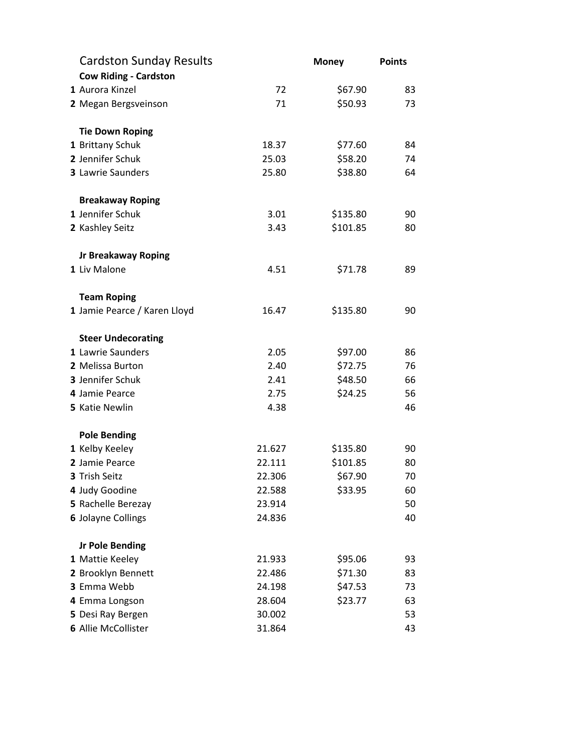# Cardston Sunday Results

| | | | Money | Points |
|---|---|---|---|---|
| | **Cow Riding - Cardston** | | | |
| **1** | Aurora Kinzel | 72 | $67.90 | 83 |
| **2** | Megan Bergsveinson | 71 | $50.93 | 73 |
| | | | | |
| | **Tie Down Roping** | | | |
| **1** | Brittany Schuk | 18.37 | $77.60 | 84 |
| **2** | Jennifer Schuk | 25.03 | $58.20 | 74 |
| **3** | Lawrie Saunders | 25.80 | $38.80 | 64 |
| | | | | |
| | **Breakaway Roping** | | | |
| **1** | Jennifer Schuk | 3.01 | $135.80 | 90 |
| **2** | Kashley Seitz | 3.43 | $101.85 | 80 |
| | | | | |
| | **Jr Breakaway Roping** | | | |
| **1** | Liv Malone | 4.51 | $71.78 | 89 |
| | | | | |
| | **Team Roping** | | | |
| **1** | Jamie Pearce / Karen Lloyd | 16.47 | $135.80 | 90 |
| | | | | |
| | **Steer Undecorating** | | | |
| **1** | Lawrie Saunders | 2.05 | $97.00 | 86 |
| **2** | Melissa Burton | 2.40 | $72.75 | 76 |
| **3** | Jennifer Schuk | 2.41 | $48.50 | 66 |
| **4** | Jamie Pearce | 2.75 | $24.25 | 56 |
| **5** | Katie Newlin | 4.38 | | 46 |
| | | | | |
| | **Pole Bending** | | | |
| **1** | Kelby Keeley | 21.627 | $135.80 | 90 |
| **2** | Jamie Pearce | 22.111 | $101.85 | 80 |
| **3** | Trish Seitz | 22.306 | $67.90 | 70 |
| **4** | Judy Goodine | 22.588 | $33.95 | 60 |
| **5** | Rachelle Berezay | 23.914 | | 50 |
| **6** | Jolayne Collings | 24.836 | | 40 |
| | | | | |
| | **Jr Pole Bending** | | | |
| **1** | Mattie Keeley | 21.933 | $95.06 | 93 |
| **2** | Brooklyn Bennett | 22.486 | $71.30 | 83 |
| **3** | Emma Webb | 24.198 | $47.53 | 73 |
| **4** | Emma Longson | 28.604 | $23.77 | 63 |
| **5** | Desi Ray Bergen | 30.002 | | 53 |
| **6** | Allie McCollister | 31.864 | | 43 |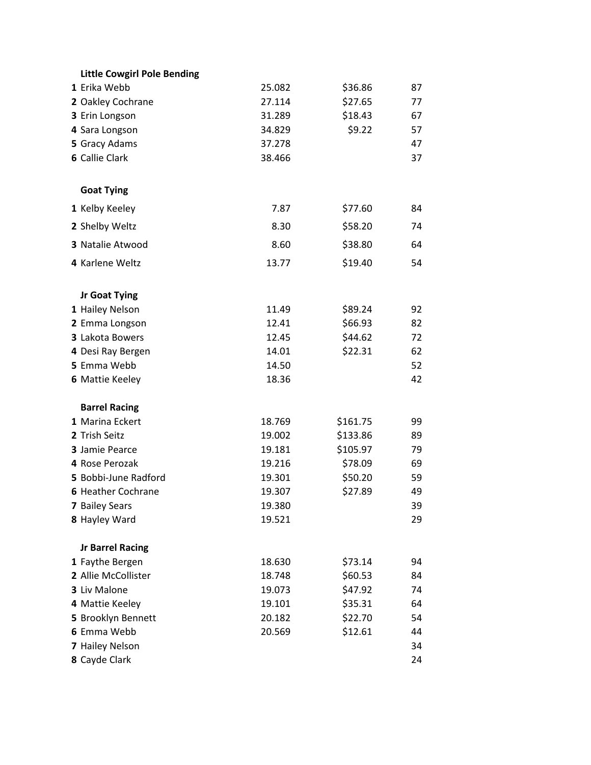**Little Cowgirl Pole Bending**

| | Name | Time | Payout | Points |
|---|---|---|---|---|
| 1 | Erika Webb | 25.082 | $36.86 | 87 |
| 2 | Oakley Cochrane | 27.114 | $27.65 | 77 |
| 3 | Erin Longson | 31.289 | $18.43 | 67 |
| 4 | Sara Longson | 34.829 | $9.22 | 57 |
| 5 | Gracy Adams | 37.278 | | 47 |
| 6 | Callie Clark | 38.466 | | 37 |

**Goat Tying**

| | Name | Time | Payout | Points |
|---|---|---|---|---|
| 1 | Kelby Keeley | 7.87 | $77.60 | 84 |
| 2 | Shelby Weltz | 8.30 | $58.20 | 74 |
| 3 | Natalie Atwood | 8.60 | $38.80 | 64 |
| 4 | Karlene Weltz | 13.77 | $19.40 | 54 |

**Jr Goat Tying**

| | Name | Time | Payout | Points |
|---|---|---|---|---|
| 1 | Hailey Nelson | 11.49 | $89.24 | 92 |
| 2 | Emma Longson | 12.41 | $66.93 | 82 |
| 3 | Lakota Bowers | 12.45 | $44.62 | 72 |
| 4 | Desi Ray Bergen | 14.01 | $22.31 | 62 |
| 5 | Emma Webb | 14.50 | | 52 |
| 6 | Mattie Keeley | 18.36 | | 42 |

**Barrel Racing**

| | Name | Time | Payout | Points |
|---|---|---|---|---|
| 1 | Marina Eckert | 18.769 | $161.75 | 99 |
| 2 | Trish Seitz | 19.002 | $133.86 | 89 |
| 3 | Jamie Pearce | 19.181 | $105.97 | 79 |
| 4 | Rose Perozak | 19.216 | $78.09 | 69 |
| 5 | Bobbi-June Radford | 19.301 | $50.20 | 59 |
| 6 | Heather Cochrane | 19.307 | $27.89 | 49 |
| 7 | Bailey Sears | 19.380 | | 39 |
| 8 | Hayley Ward | 19.521 | | 29 |

**Jr Barrel Racing**

| | Name | Time | Payout | Points |
|---|---|---|---|---|
| 1 | Faythe Bergen | 18.630 | $73.14 | 94 |
| 2 | Allie McCollister | 18.748 | $60.53 | 84 |
| 3 | Liv Malone | 19.073 | $47.92 | 74 |
| 4 | Mattie Keeley | 19.101 | $35.31 | 64 |
| 5 | Brooklyn Bennett | 20.182 | $22.70 | 54 |
| 6 | Emma Webb | 20.569 | $12.61 | 44 |
| 7 | Hailey Nelson | | | 34 |
| 8 | Cayde Clark | | | 24 |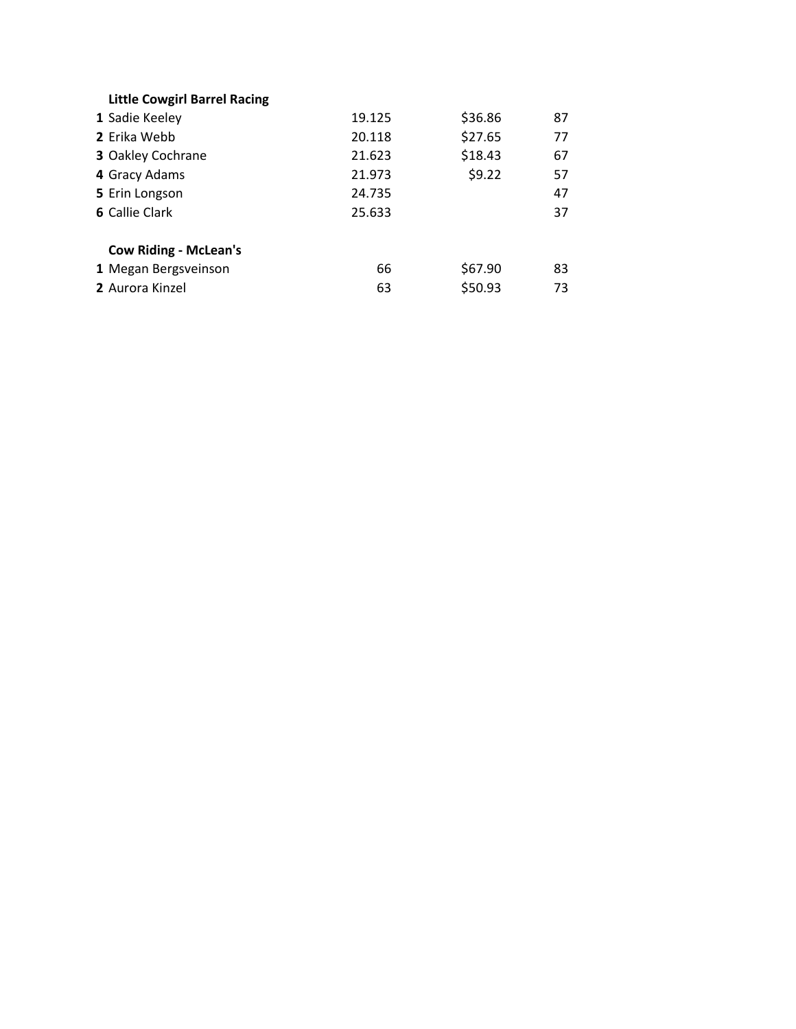**Little Cowgirl Barrel Racing**

| | | | | |
|---|---|---|---|---|
| **1** | Sadie Keeley | 19.125 | $36.86 | 87 |
| **2** | Erika Webb | 20.118 | $27.65 | 77 |
| **3** | Oakley Cochrane | 21.623 | $18.43 | 67 |
| **4** | Gracy Adams | 21.973 | $9.22 | 57 |
| **5** | Erin Longson | 24.735 | | 47 |
| **6** | Callie Clark | 25.633 | | 37 |

**Cow Riding - McLean's**

| | | | | |
|---|---|---|---|---|
| **1** | Megan Bergsveinson | 66 | $67.90 | 83 |
| **2** | Aurora Kinzel | 63 | $50.93 | 73 |